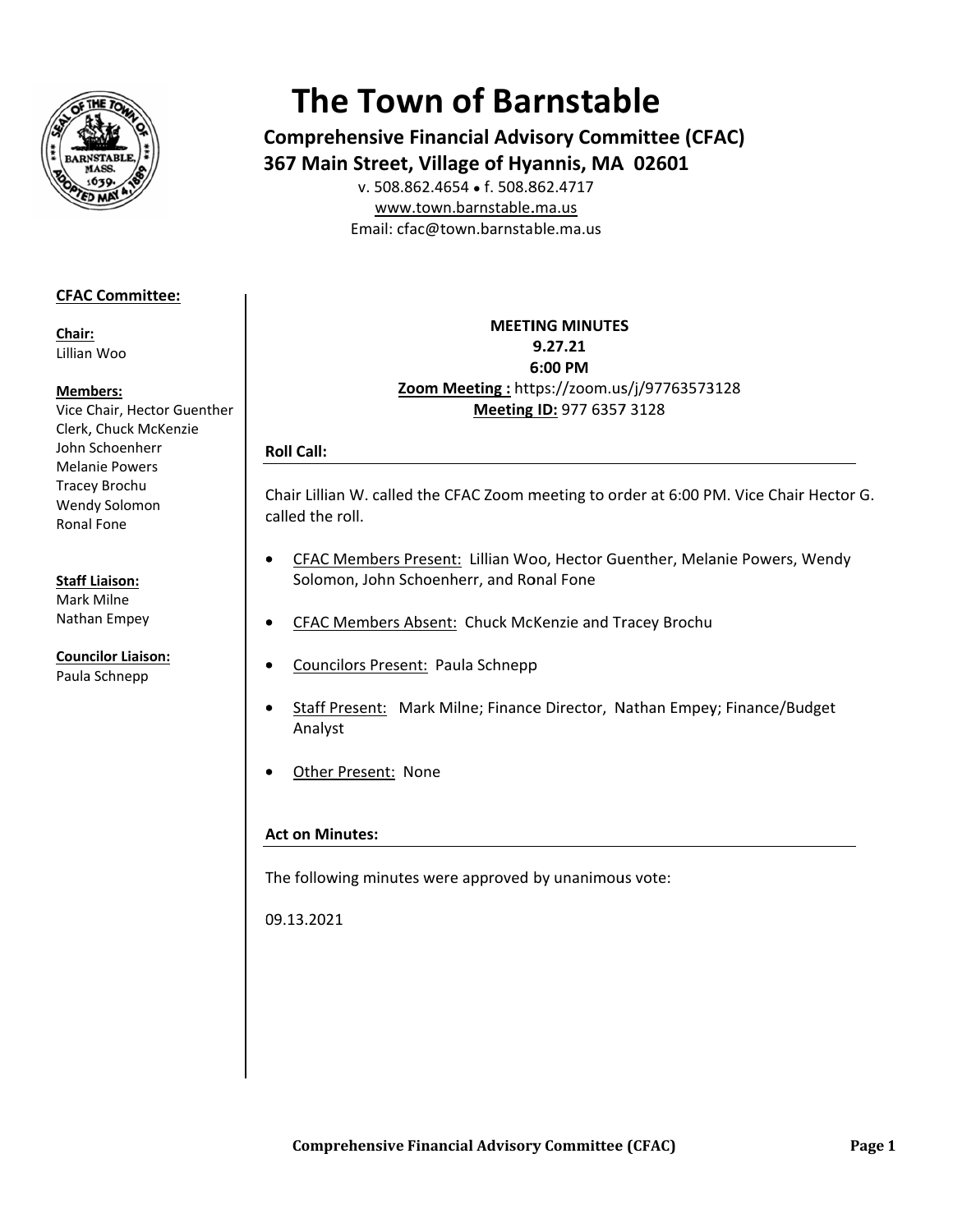# The Town of Barnstable

**Comprehensive Financial Advisory Committee (CFAC)**
**367 Main Street, Village of Hyannis, MA 02601**

v. 508.862.4654 • f. 508.862.4717
www.town.barnstable.ma.us
Email: cfac@town.barnstable.ma.us

**CFAC Committee:**

**Chair:**
Lillian Woo

**Members:**
Vice Chair, Hector Guenther
Clerk, Chuck McKenzie
John Schoenherr
Melanie Powers
Tracey Brochu
Wendy Solomon
Ronal Fone

**Staff Liaison:**
Mark Milne
Nathan Empey

**Councilor Liaison:**
Paula Schnepp

**MEETING MINUTES**
**9.27.21**
**6:00 PM**
**Zoom Meeting :** https://zoom.us/j/97763573128
**Meeting ID:** 977 6357 3128

### Roll Call:

Chair Lillian W. called the CFAC Zoom meeting to order at 6:00 PM. Vice Chair Hector G. called the roll.

- CFAC Members Present: Lillian Woo, Hector Guenther, Melanie Powers, Wendy Solomon, John Schoenherr, and Ronal Fone
- CFAC Members Absent: Chuck McKenzie and Tracey Brochu
- Councilors Present: Paula Schnepp
- Staff Present: Mark Milne; Finance Director, Nathan Empey; Finance/Budget Analyst
- Other Present: None

### Act on Minutes:

The following minutes were approved by unanimous vote:

09.13.2021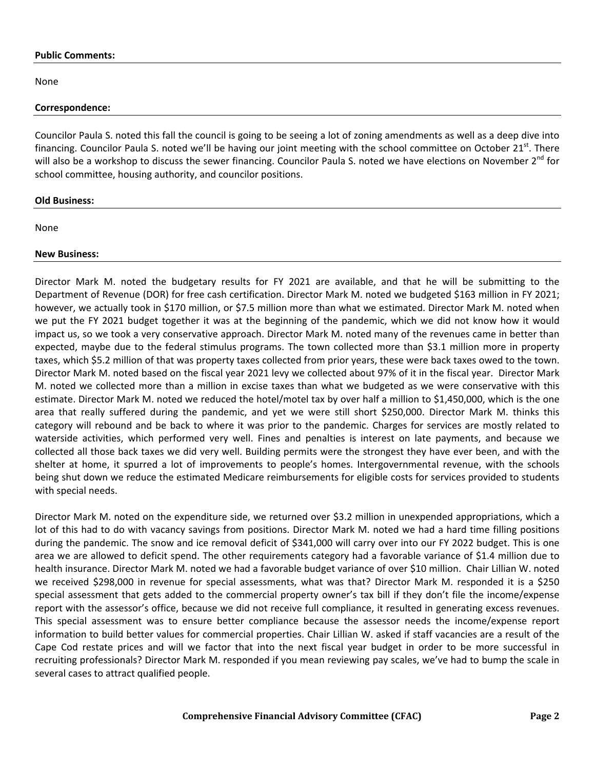**Public Comments:**

None

**Correspondence:**

Councilor Paula S. noted this fall the council is going to be seeing a lot of zoning amendments as well as a deep dive into financing. Councilor Paula S. noted we'll be having our joint meeting with the school committee on October 21st. There will also be a workshop to discuss the sewer financing. Councilor Paula S. noted we have elections on November 2nd for school committee, housing authority, and councilor positions.

**Old Business:**

None

**New Business:**

Director Mark M. noted the budgetary results for FY 2021 are available, and that he will be submitting to the Department of Revenue (DOR) for free cash certification. Director Mark M. noted we budgeted $163 million in FY 2021; however, we actually took in $170 million, or $7.5 million more than what we estimated. Director Mark M. noted when we put the FY 2021 budget together it was at the beginning of the pandemic, which we did not know how it would impact us, so we took a very conservative approach. Director Mark M. noted many of the revenues came in better than expected, maybe due to the federal stimulus programs. The town collected more than $3.1 million more in property taxes, which $5.2 million of that was property taxes collected from prior years, these were back taxes owed to the town. Director Mark M. noted based on the fiscal year 2021 levy we collected about 97% of it in the fiscal year. Director Mark M. noted we collected more than a million in excise taxes than what we budgeted as we were conservative with this estimate. Director Mark M. noted we reduced the hotel/motel tax by over half a million to $1,450,000, which is the one area that really suffered during the pandemic, and yet we were still short $250,000. Director Mark M. thinks this category will rebound and be back to where it was prior to the pandemic. Charges for services are mostly related to waterside activities, which performed very well. Fines and penalties is interest on late payments, and because we collected all those back taxes we did very well. Building permits were the strongest they have ever been, and with the shelter at home, it spurred a lot of improvements to people's homes. Intergovernmental revenue, with the schools being shut down we reduce the estimated Medicare reimbursements for eligible costs for services provided to students with special needs.

Director Mark M. noted on the expenditure side, we returned over $3.2 million in unexpended appropriations, which a lot of this had to do with vacancy savings from positions. Director Mark M. noted we had a hard time filling positions during the pandemic. The snow and ice removal deficit of $341,000 will carry over into our FY 2022 budget. This is one area we are allowed to deficit spend. The other requirements category had a favorable variance of $1.4 million due to health insurance. Director Mark M. noted we had a favorable budget variance of over $10 million. Chair Lillian W. noted we received $298,000 in revenue for special assessments, what was that? Director Mark M. responded it is a $250 special assessment that gets added to the commercial property owner's tax bill if they don't file the income/expense report with the assessor's office, because we did not receive full compliance, it resulted in generating excess revenues. This special assessment was to ensure better compliance because the assessor needs the income/expense report information to build better values for commercial properties. Chair Lillian W. asked if staff vacancies are a result of the Cape Cod restate prices and will we factor that into the next fiscal year budget in order to be more successful in recruiting professionals? Director Mark M. responded if you mean reviewing pay scales, we've had to bump the scale in several cases to attract qualified people.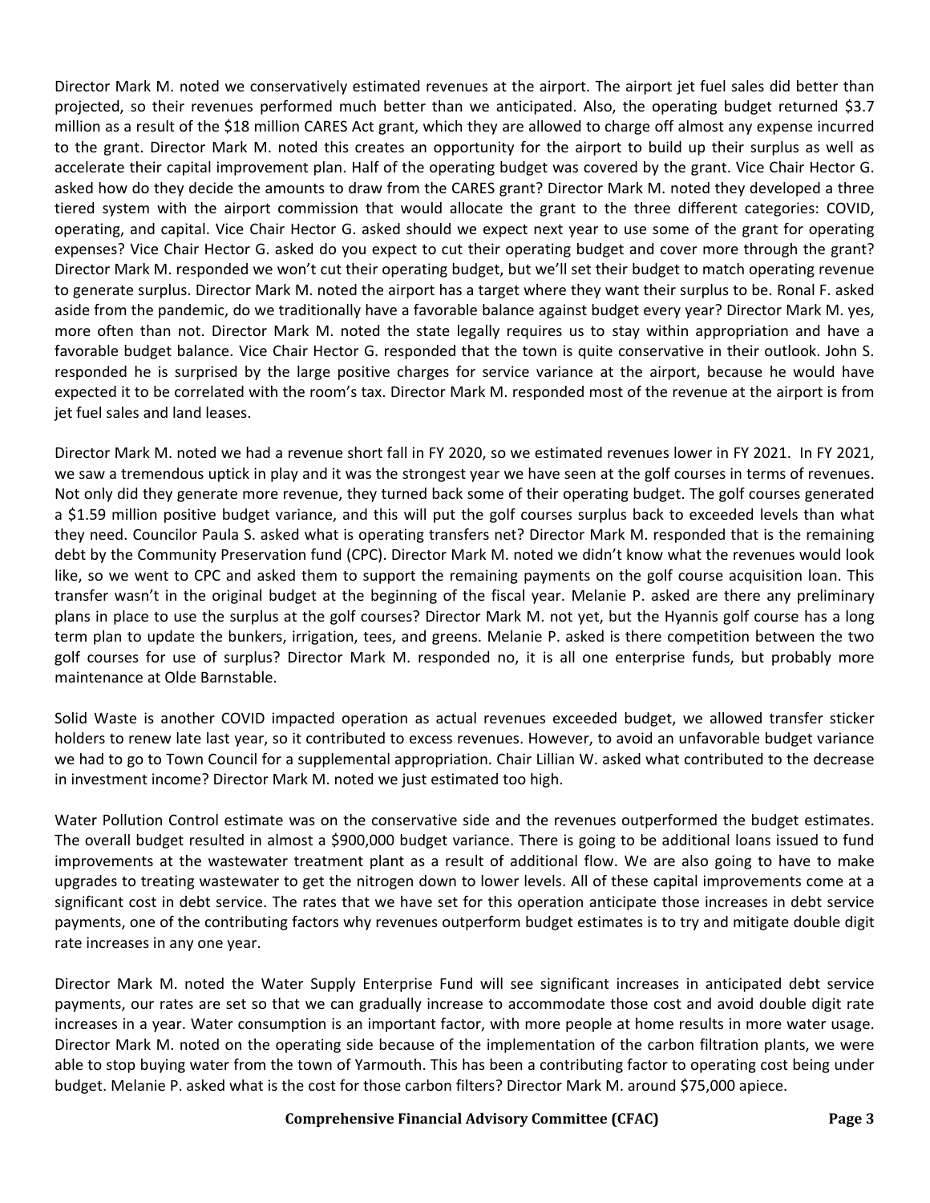Director Mark M. noted we conservatively estimated revenues at the airport. The airport jet fuel sales did better than projected, so their revenues performed much better than we anticipated. Also, the operating budget returned $3.7 million as a result of the $18 million CARES Act grant, which they are allowed to charge off almost any expense incurred to the grant. Director Mark M. noted this creates an opportunity for the airport to build up their surplus as well as accelerate their capital improvement plan. Half of the operating budget was covered by the grant. Vice Chair Hector G. asked how do they decide the amounts to draw from the CARES grant? Director Mark M. noted they developed a three tiered system with the airport commission that would allocate the grant to the three different categories: COVID, operating, and capital. Vice Chair Hector G. asked should we expect next year to use some of the grant for operating expenses? Vice Chair Hector G. asked do you expect to cut their operating budget and cover more through the grant? Director Mark M. responded we won't cut their operating budget, but we'll set their budget to match operating revenue to generate surplus. Director Mark M. noted the airport has a target where they want their surplus to be. Ronal F. asked aside from the pandemic, do we traditionally have a favorable balance against budget every year? Director Mark M. yes, more often than not. Director Mark M. noted the state legally requires us to stay within appropriation and have a favorable budget balance. Vice Chair Hector G. responded that the town is quite conservative in their outlook. John S. responded he is surprised by the large positive charges for service variance at the airport, because he would have expected it to be correlated with the room's tax. Director Mark M. responded most of the revenue at the airport is from jet fuel sales and land leases.

Director Mark M. noted we had a revenue short fall in FY 2020, so we estimated revenues lower in FY 2021. In FY 2021, we saw a tremendous uptick in play and it was the strongest year we have seen at the golf courses in terms of revenues. Not only did they generate more revenue, they turned back some of their operating budget. The golf courses generated a $1.59 million positive budget variance, and this will put the golf courses surplus back to exceeded levels than what they need. Councilor Paula S. asked what is operating transfers net? Director Mark M. responded that is the remaining debt by the Community Preservation fund (CPC). Director Mark M. noted we didn't know what the revenues would look like, so we went to CPC and asked them to support the remaining payments on the golf course acquisition loan. This transfer wasn't in the original budget at the beginning of the fiscal year. Melanie P. asked are there any preliminary plans in place to use the surplus at the golf courses? Director Mark M. not yet, but the Hyannis golf course has a long term plan to update the bunkers, irrigation, tees, and greens. Melanie P. asked is there competition between the two golf courses for use of surplus? Director Mark M. responded no, it is all one enterprise funds, but probably more maintenance at Olde Barnstable.

Solid Waste is another COVID impacted operation as actual revenues exceeded budget, we allowed transfer sticker holders to renew late last year, so it contributed to excess revenues. However, to avoid an unfavorable budget variance we had to go to Town Council for a supplemental appropriation. Chair Lillian W. asked what contributed to the decrease in investment income? Director Mark M. noted we just estimated too high.

Water Pollution Control estimate was on the conservative side and the revenues outperformed the budget estimates. The overall budget resulted in almost a $900,000 budget variance. There is going to be additional loans issued to fund improvements at the wastewater treatment plant as a result of additional flow. We are also going to have to make upgrades to treating wastewater to get the nitrogen down to lower levels. All of these capital improvements come at a significant cost in debt service. The rates that we have set for this operation anticipate those increases in debt service payments, one of the contributing factors why revenues outperform budget estimates is to try and mitigate double digit rate increases in any one year.

Director Mark M. noted the Water Supply Enterprise Fund will see significant increases in anticipated debt service payments, our rates are set so that we can gradually increase to accommodate those cost and avoid double digit rate increases in a year. Water consumption is an important factor, with more people at home results in more water usage. Director Mark M. noted on the operating side because of the implementation of the carbon filtration plants, we were able to stop buying water from the town of Yarmouth. This has been a contributing factor to operating cost being under budget. Melanie P. asked what is the cost for those carbon filters? Director Mark M. around $75,000 apiece.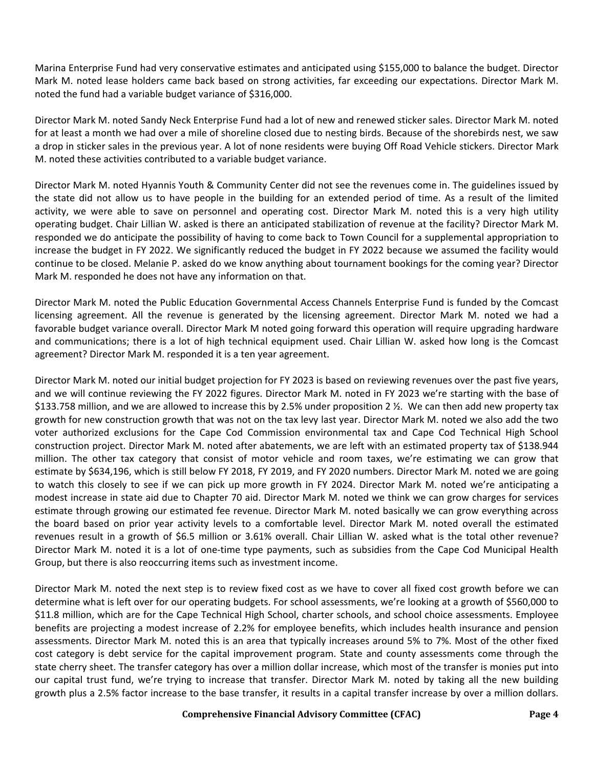Marina Enterprise Fund had very conservative estimates and anticipated using $155,000 to balance the budget. Director Mark M. noted lease holders came back based on strong activities, far exceeding our expectations. Director Mark M. noted the fund had a variable budget variance of $316,000.

Director Mark M. noted Sandy Neck Enterprise Fund had a lot of new and renewed sticker sales. Director Mark M. noted for at least a month we had over a mile of shoreline closed due to nesting birds. Because of the shorebirds nest, we saw a drop in sticker sales in the previous year. A lot of none residents were buying Off Road Vehicle stickers. Director Mark M. noted these activities contributed to a variable budget variance.

Director Mark M. noted Hyannis Youth & Community Center did not see the revenues come in. The guidelines issued by the state did not allow us to have people in the building for an extended period of time. As a result of the limited activity, we were able to save on personnel and operating cost. Director Mark M. noted this is a very high utility operating budget. Chair Lillian W. asked is there an anticipated stabilization of revenue at the facility? Director Mark M. responded we do anticipate the possibility of having to come back to Town Council for a supplemental appropriation to increase the budget in FY 2022. We significantly reduced the budget in FY 2022 because we assumed the facility would continue to be closed. Melanie P. asked do we know anything about tournament bookings for the coming year? Director Mark M. responded he does not have any information on that.

Director Mark M. noted the Public Education Governmental Access Channels Enterprise Fund is funded by the Comcast licensing agreement. All the revenue is generated by the licensing agreement. Director Mark M. noted we had a favorable budget variance overall. Director Mark M noted going forward this operation will require upgrading hardware and communications; there is a lot of high technical equipment used. Chair Lillian W. asked how long is the Comcast agreement? Director Mark M. responded it is a ten year agreement.

Director Mark M. noted our initial budget projection for FY 2023 is based on reviewing revenues over the past five years, and we will continue reviewing the FY 2022 figures. Director Mark M. noted in FY 2023 we're starting with the base of $133.758 million, and we are allowed to increase this by 2.5% under proposition 2 ½. We can then add new property tax growth for new construction growth that was not on the tax levy last year. Director Mark M. noted we also add the two voter authorized exclusions for the Cape Cod Commission environmental tax and Cape Cod Technical High School construction project. Director Mark M. noted after abatements, we are left with an estimated property tax of $138.944 million. The other tax category that consist of motor vehicle and room taxes, we're estimating we can grow that estimate by $634,196, which is still below FY 2018, FY 2019, and FY 2020 numbers. Director Mark M. noted we are going to watch this closely to see if we can pick up more growth in FY 2024. Director Mark M. noted we're anticipating a modest increase in state aid due to Chapter 70 aid. Director Mark M. noted we think we can grow charges for services estimate through growing our estimated fee revenue. Director Mark M. noted basically we can grow everything across the board based on prior year activity levels to a comfortable level. Director Mark M. noted overall the estimated revenues result in a growth of $6.5 million or 3.61% overall. Chair Lillian W. asked what is the total other revenue? Director Mark M. noted it is a lot of one-time type payments, such as subsidies from the Cape Cod Municipal Health Group, but there is also reoccurring items such as investment income.

Director Mark M. noted the next step is to review fixed cost as we have to cover all fixed cost growth before we can determine what is left over for our operating budgets. For school assessments, we're looking at a growth of $560,000 to $11.8 million, which are for the Cape Technical High School, charter schools, and school choice assessments. Employee benefits are projecting a modest increase of 2.2% for employee benefits, which includes health insurance and pension assessments. Director Mark M. noted this is an area that typically increases around 5% to 7%. Most of the other fixed cost category is debt service for the capital improvement program. State and county assessments come through the state cherry sheet. The transfer category has over a million dollar increase, which most of the transfer is monies put into our capital trust fund, we're trying to increase that transfer. Director Mark M. noted by taking all the new building growth plus a 2.5% factor increase to the base transfer, it results in a capital transfer increase by over a million dollars.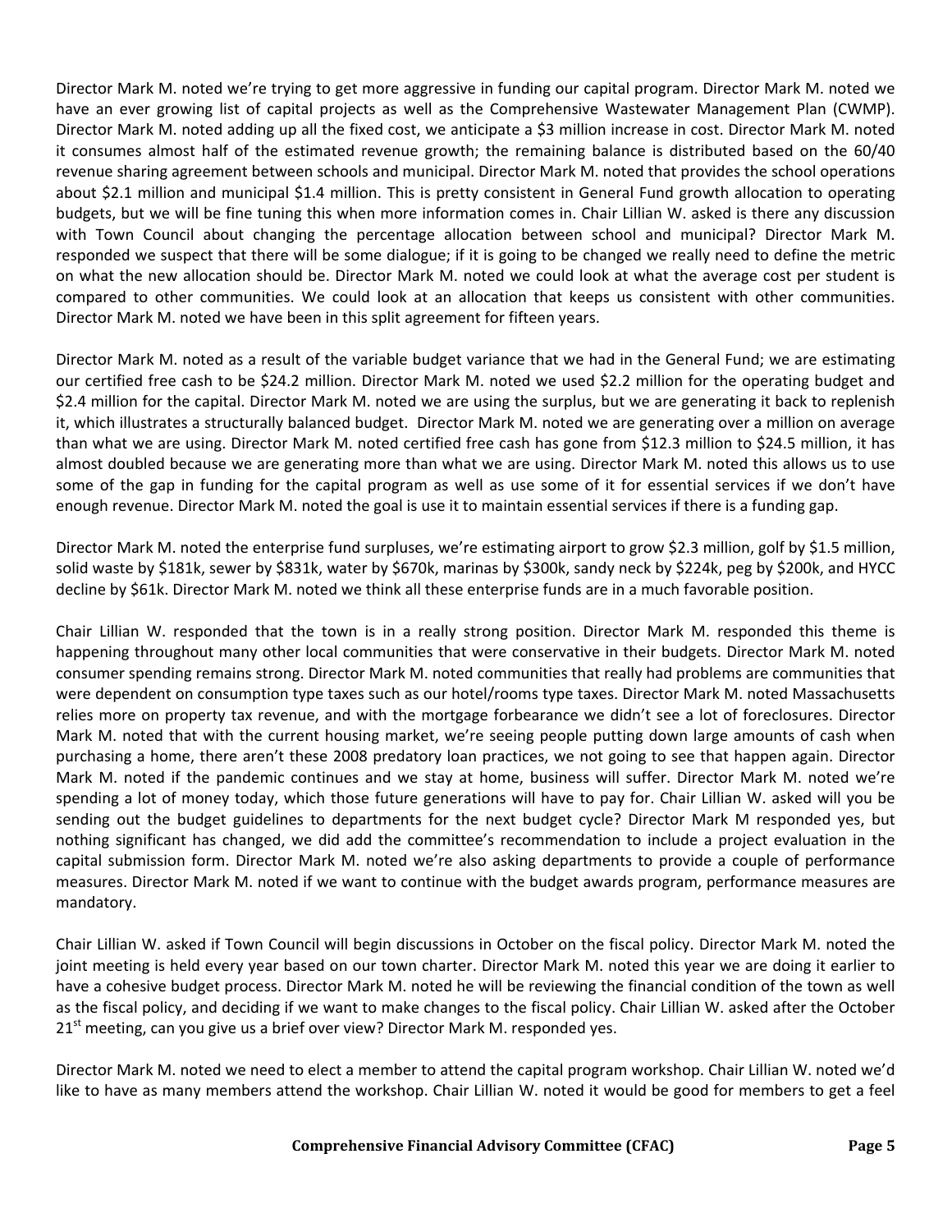Director Mark M. noted we're trying to get more aggressive in funding our capital program. Director Mark M. noted we have an ever growing list of capital projects as well as the Comprehensive Wastewater Management Plan (CWMP). Director Mark M. noted adding up all the fixed cost, we anticipate a $3 million increase in cost. Director Mark M. noted it consumes almost half of the estimated revenue growth; the remaining balance is distributed based on the 60/40 revenue sharing agreement between schools and municipal. Director Mark M. noted that provides the school operations about $2.1 million and municipal $1.4 million. This is pretty consistent in General Fund growth allocation to operating budgets, but we will be fine tuning this when more information comes in. Chair Lillian W. asked is there any discussion with Town Council about changing the percentage allocation between school and municipal? Director Mark M. responded we suspect that there will be some dialogue; if it is going to be changed we really need to define the metric on what the new allocation should be. Director Mark M. noted we could look at what the average cost per student is compared to other communities. We could look at an allocation that keeps us consistent with other communities. Director Mark M. noted we have been in this split agreement for fifteen years.

Director Mark M. noted as a result of the variable budget variance that we had in the General Fund; we are estimating our certified free cash to be $24.2 million. Director Mark M. noted we used $2.2 million for the operating budget and $2.4 million for the capital. Director Mark M. noted we are using the surplus, but we are generating it back to replenish it, which illustrates a structurally balanced budget. Director Mark M. noted we are generating over a million on average than what we are using. Director Mark M. noted certified free cash has gone from $12.3 million to $24.5 million, it has almost doubled because we are generating more than what we are using. Director Mark M. noted this allows us to use some of the gap in funding for the capital program as well as use some of it for essential services if we don't have enough revenue. Director Mark M. noted the goal is use it to maintain essential services if there is a funding gap.

Director Mark M. noted the enterprise fund surpluses, we're estimating airport to grow $2.3 million, golf by $1.5 million, solid waste by $181k, sewer by $831k, water by $670k, marinas by $300k, sandy neck by $224k, peg by $200k, and HYCC decline by $61k. Director Mark M. noted we think all these enterprise funds are in a much favorable position.

Chair Lillian W. responded that the town is in a really strong position. Director Mark M. responded this theme is happening throughout many other local communities that were conservative in their budgets. Director Mark M. noted consumer spending remains strong. Director Mark M. noted communities that really had problems are communities that were dependent on consumption type taxes such as our hotel/rooms type taxes. Director Mark M. noted Massachusetts relies more on property tax revenue, and with the mortgage forbearance we didn't see a lot of foreclosures. Director Mark M. noted that with the current housing market, we're seeing people putting down large amounts of cash when purchasing a home, there aren't these 2008 predatory loan practices, we not going to see that happen again. Director Mark M. noted if the pandemic continues and we stay at home, business will suffer. Director Mark M. noted we're spending a lot of money today, which those future generations will have to pay for. Chair Lillian W. asked will you be sending out the budget guidelines to departments for the next budget cycle? Director Mark M responded yes, but nothing significant has changed, we did add the committee's recommendation to include a project evaluation in the capital submission form. Director Mark M. noted we're also asking departments to provide a couple of performance measures. Director Mark M. noted if we want to continue with the budget awards program, performance measures are mandatory.

Chair Lillian W. asked if Town Council will begin discussions in October on the fiscal policy. Director Mark M. noted the joint meeting is held every year based on our town charter. Director Mark M. noted this year we are doing it earlier to have a cohesive budget process. Director Mark M. noted he will be reviewing the financial condition of the town as well as the fiscal policy, and deciding if we want to make changes to the fiscal policy. Chair Lillian W. asked after the October 21st meeting, can you give us a brief over view? Director Mark M. responded yes.

Director Mark M. noted we need to elect a member to attend the capital program workshop. Chair Lillian W. noted we'd like to have as many members attend the workshop. Chair Lillian W. noted it would be good for members to get a feel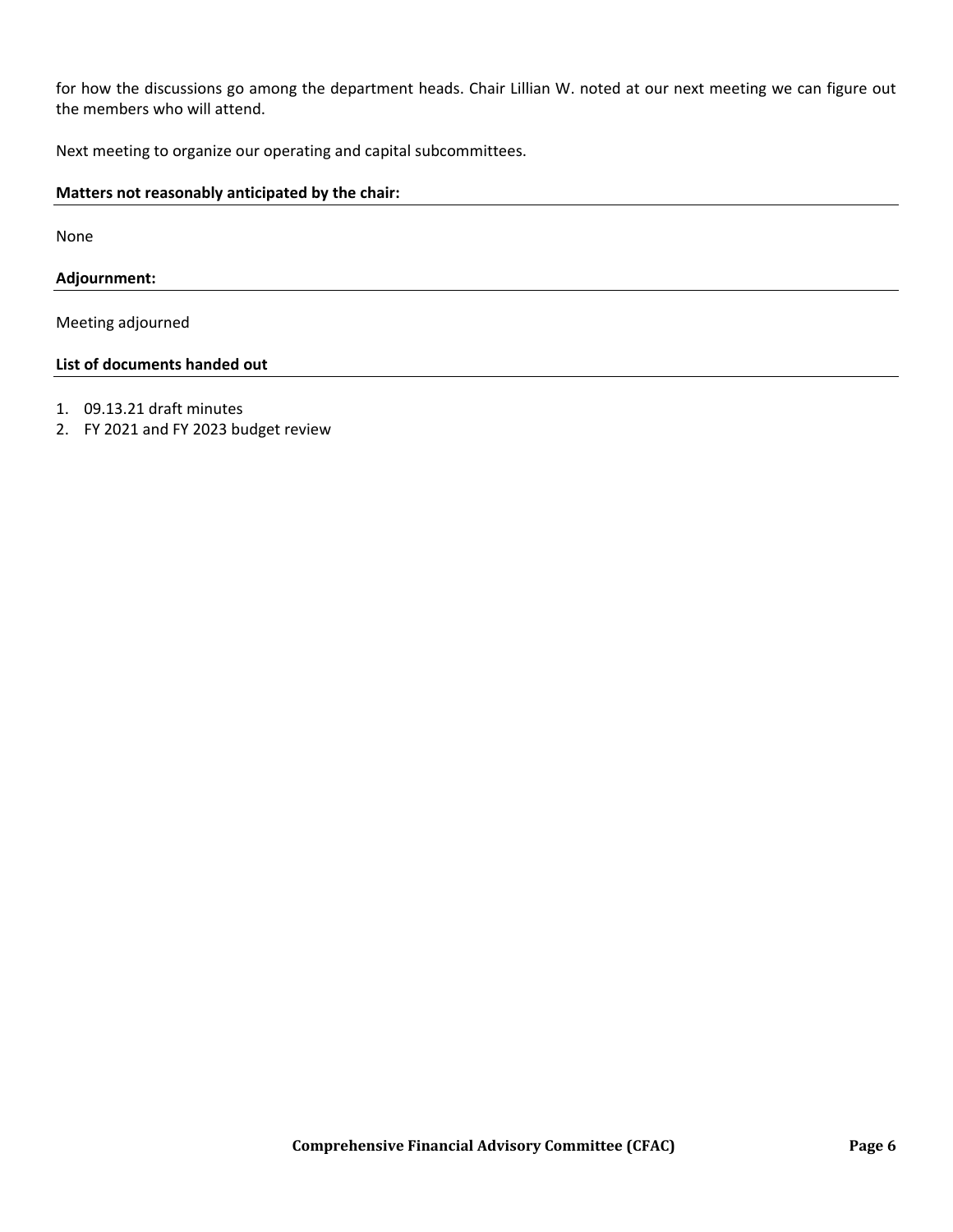for how the discussions go among the department heads. Chair Lillian W. noted at our next meeting we can figure out the members who will attend.

Next meeting to organize our operating and capital subcommittees.

**Matters not reasonably anticipated by the chair:**

None

**Adjournment:**

Meeting adjourned

**List of documents handed out**

1. 09.13.21 draft minutes
2. FY 2021 and FY 2023 budget review